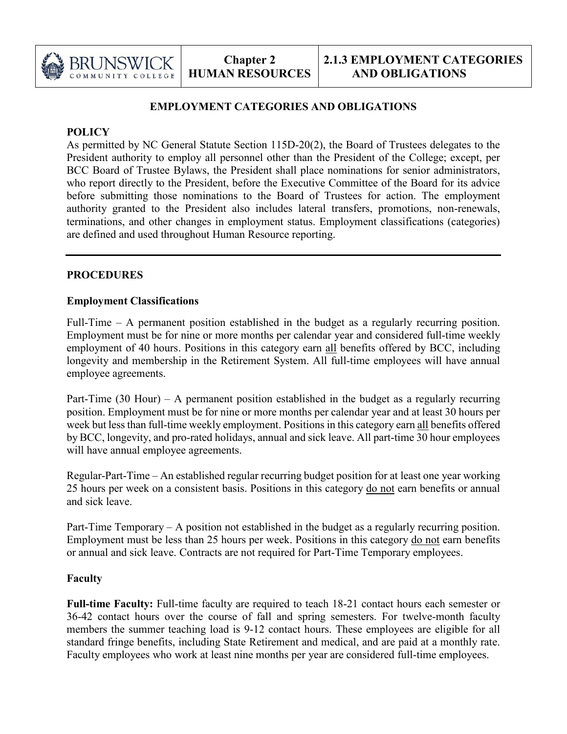# EMPLOYMENT CATEGORIES AND OBLIGATIONS

## POLICY

As permitted by NC General Statute Section 115D-20(2), the Board of Trustees delegates to the President authority to employ all personnel other than the President of the College; except, per BCC Board of Trustee Bylaws, the President shall place nominations for senior administrators, who report directly to the President, before the Executive Committee of the Board for its advice before submitting those nominations to the Board of Trustees for action. The employment authority granted to the President also includes lateral transfers, promotions, non-renewals, terminations, and other changes in employment status. Employment classifications (categories) are defined and used throughout Human Resource reporting.

---

## PROCEDURES

### Employment Classifications

Full-Time – A permanent position established in the budget as a regularly recurring position. Employment must be for nine or more months per calendar year and considered full-time weekly employment of 40 hours. Positions in this category earn all benefits offered by BCC, including longevity and membership in the Retirement System. All full-time employees will have annual employee agreements.

Part-Time (30 Hour) – A permanent position established in the budget as a regularly recurring position. Employment must be for nine or more months per calendar year and at least 30 hours per week but less than full-time weekly employment. Positions in this category earn all benefits offered by BCC, longevity, and pro-rated holidays, annual and sick leave. All part-time 30 hour employees will have annual employee agreements.

Regular-Part-Time – An established regular recurring budget position for at least one year working 25 hours per week on a consistent basis. Positions in this category do not earn benefits or annual and sick leave.

Part-Time Temporary – A position not established in the budget as a regularly recurring position. Employment must be less than 25 hours per week. Positions in this category do not earn benefits or annual and sick leave. Contracts are not required for Part-Time Temporary employees.

### Faculty

**Full-time Faculty:** Full-time faculty are required to teach 18-21 contact hours each semester or 36-42 contact hours over the course of fall and spring semesters. For twelve-month faculty members the summer teaching load is 9-12 contact hours. These employees are eligible for all standard fringe benefits, including State Retirement and medical, and are paid at a monthly rate. Faculty employees who work at least nine months per year are considered full-time employees.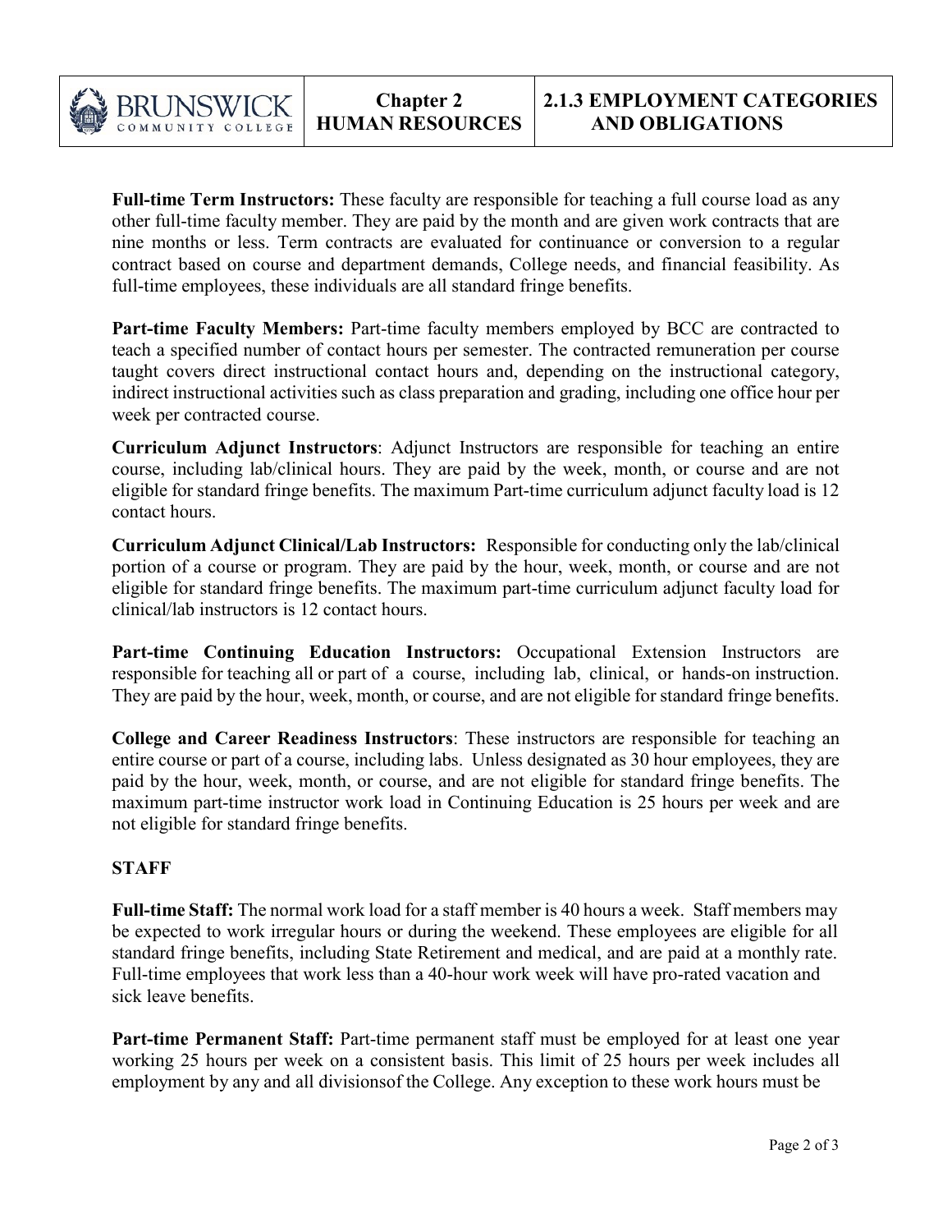**Full-time Term Instructors:** These faculty are responsible for teaching a full course load as any other full-time faculty member. They are paid by the month and are given work contracts that are nine months or less. Term contracts are evaluated for continuance or conversion to a regular contract based on course and department demands, College needs, and financial feasibility. As full-time employees, these individuals are all standard fringe benefits.

**Part-time Faculty Members:** Part-time faculty members employed by BCC are contracted to teach a specified number of contact hours per semester. The contracted remuneration per course taught covers direct instructional contact hours and, depending on the instructional category, indirect instructional activities such as class preparation and grading, including one office hour per week per contracted course.

**Curriculum Adjunct Instructors**: Adjunct Instructors are responsible for teaching an entire course, including lab/clinical hours. They are paid by the week, month, or course and are not eligible for standard fringe benefits. The maximum Part-time curriculum adjunct faculty load is 12 contact hours.

**Curriculum Adjunct Clinical/Lab Instructors:** Responsible for conducting only the lab/clinical portion of a course or program. They are paid by the hour, week, month, or course and are not eligible for standard fringe benefits. The maximum part-time curriculum adjunct faculty load for clinical/lab instructors is 12 contact hours.

**Part-time Continuing Education Instructors:** Occupational Extension Instructors are responsible for teaching all or part of a course, including lab, clinical, or hands-on instruction. They are paid by the hour, week, month, or course, and are not eligible for standard fringe benefits.

**College and Career Readiness Instructors**: These instructors are responsible for teaching an entire course or part of a course, including labs. Unless designated as 30 hour employees, they are paid by the hour, week, month, or course, and are not eligible for standard fringe benefits. The maximum part-time instructor work load in Continuing Education is 25 hours per week and are not eligible for standard fringe benefits.

**STAFF**

**Full-time Staff:** The normal work load for a staff member is 40 hours a week. Staff members may be expected to work irregular hours or during the weekend. These employees are eligible for all standard fringe benefits, including State Retirement and medical, and are paid at a monthly rate. Full-time employees that work less than a 40-hour work week will have pro-rated vacation and sick leave benefits.

**Part-time Permanent Staff:** Part-time permanent staff must be employed for at least one year working 25 hours per week on a consistent basis. This limit of 25 hours per week includes all employment by any and all divisionsof the College. Any exception to these work hours must be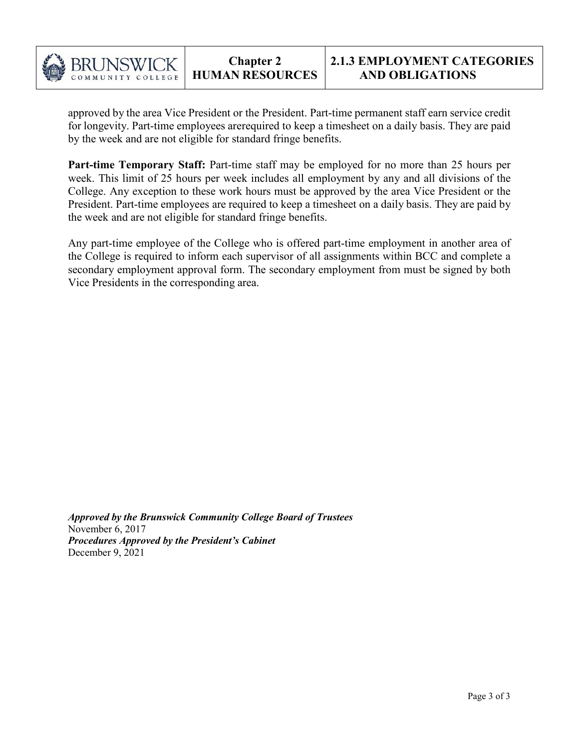approved by the area Vice President or the President. Part-time permanent staff earn service credit for longevity. Part-time employees arerequired to keep a timesheet on a daily basis. They are paid by the week and are not eligible for standard fringe benefits.

**Part-time Temporary Staff:** Part-time staff may be employed for no more than 25 hours per week. This limit of 25 hours per week includes all employment by any and all divisions of the College. Any exception to these work hours must be approved by the area Vice President or the President. Part-time employees are required to keep a timesheet on a daily basis. They are paid by the week and are not eligible for standard fringe benefits.

Any part-time employee of the College who is offered part-time employment in another area of the College is required to inform each supervisor of all assignments within BCC and complete a secondary employment approval form. The secondary employment from must be signed by both Vice Presidents in the corresponding area.

***Approved by the Brunswick Community College Board of Trustees***
November 6, 2017
***Procedures Approved by the President's Cabinet***
December 9, 2021